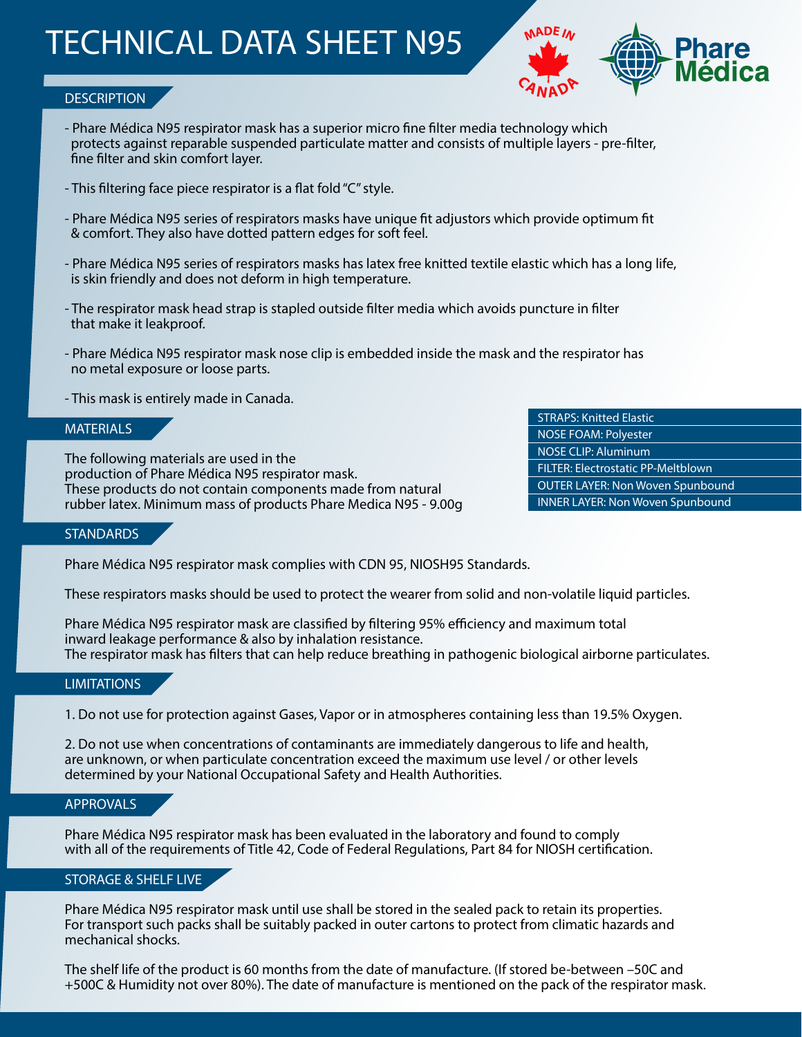# TECHNICAL DATA SHEET N95

MADE IN CANADA

Phare Médica

## DESCRIPTION

- Phare Médica N95 respirator mask has a superior micro fine filter media technology which protects against reparable suspended particulate matter and consists of multiple layers - pre-filter, fine filter and skin comfort layer.

- This filtering face piece respirator is a flat fold "C" style.

- Phare Médica N95 series of respirators masks have unique fit adjustors which provide optimum fit & comfort. They also have dotted pattern edges for soft feel.

- Phare Médica N95 series of respirators masks has latex free knitted textile elastic which has a long life, is skin friendly and does not deform in high temperature.

- The respirator mask head strap is stapled outside filter media which avoids puncture in filter that make it leakproof.

- Phare Médica N95 respirator mask nose clip is embedded inside the mask and the respirator has no metal exposure or loose parts.

- This mask is entirely made in Canada.

## MATERIALS

The following materials are used in the production of Phare Médica N95 respirator mask. These products do not contain components made from natural rubber latex. Minimum mass of products Phare Medica N95 - 9.00g

| |
|---|
| STRAPS: Knitted Elastic |
| NOSE FOAM: Polyester |
| NOSE CLIP: Aluminum |
| FILTER: Electrostatic PP-Meltblown |
| OUTER LAYER: Non Woven Spunbound |
| INNER LAYER: Non Woven Spunbound |

## STANDARDS

Phare Médica N95 respirator mask complies with CDN 95, NIOSH95 Standards.

These respirators masks should be used to protect the wearer from solid and non-volatile liquid particles.

Phare Médica N95 respirator mask are classified by filtering 95% efficiency and maximum total inward leakage performance & also by inhalation resistance.
The respirator mask has filters that can help reduce breathing in pathogenic biological airborne particulates.

## LIMITATIONS

1. Do not use for protection against Gases, Vapor or in atmospheres containing less than 19.5% Oxygen.

2. Do not use when concentrations of contaminants are immediately dangerous to life and health, are unknown, or when particulate concentration exceed the maximum use level / or other levels determined by your National Occupational Safety and Health Authorities.

## APPROVALS

Phare Médica N95 respirator mask has been evaluated in the laboratory and found to comply with all of the requirements of Title 42, Code of Federal Regulations, Part 84 for NIOSH certification.

## STORAGE & SHELF LIVE

Phare Médica N95 respirator mask until use shall be stored in the sealed pack to retain its properties. For transport such packs shall be suitably packed in outer cartons to protect from climatic hazards and mechanical shocks.

The shelf life of the product is 60 months from the date of manufacture. (If stored be-between –50C and +500C & Humidity not over 80%). The date of manufacture is mentioned on the pack of the respirator mask.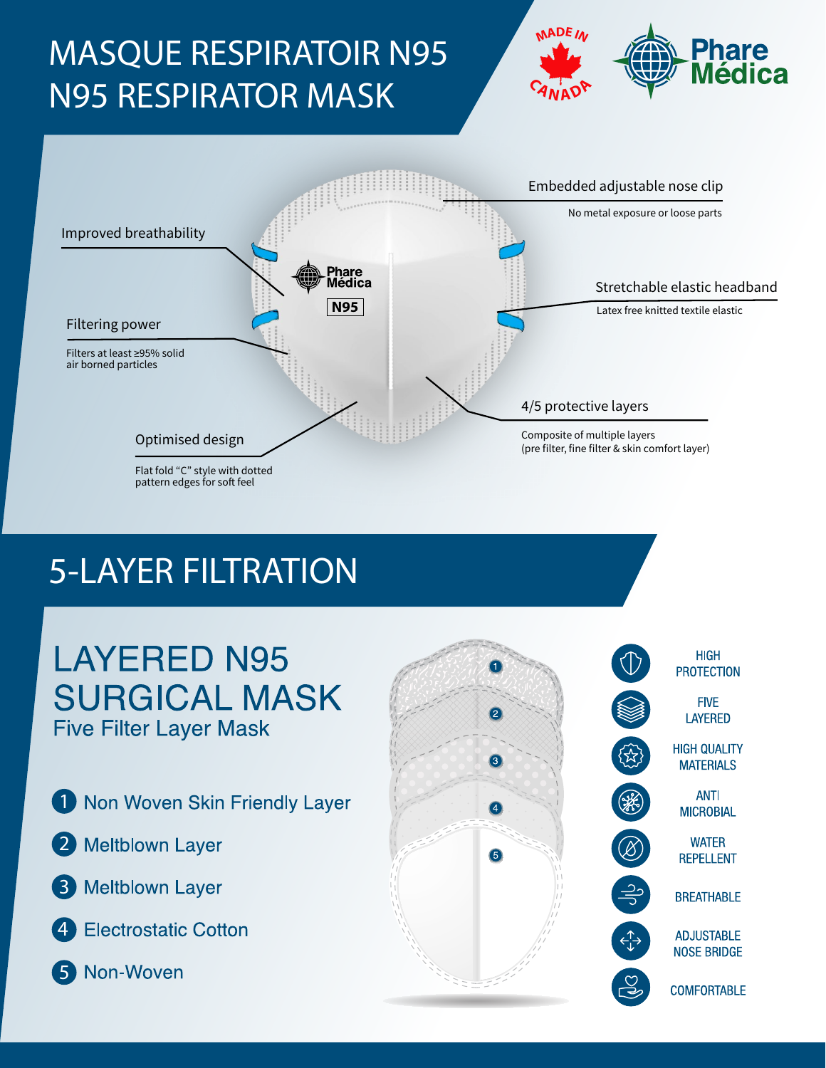# MASQUE RESPIRATOIR N95
# N95 RESPIRATOR MASK

MADE IN CANADA

Phare Médica

Embedded adjustable nose clip

No metal exposure or loose parts

Improved breathability

Stretchable elastic headband

Latex free knitted textile elastic

Filtering power

Filters at least ≥95% solid air borned particles

4/5 protective layers

Composite of multiple layers (pre filter, fine filter & skin comfort layer)

Optimised design

Flat fold "C" style with dotted pattern edges for soft feel

## 5-LAYER FILTRATION

### LAYERED N95 SURGICAL MASK

Five Filter Layer Mask

1. Non Woven Skin Friendly Layer
2. Meltblown Layer
3. Meltblown Layer
4. Electrostatic Cotton
5. Non-Woven

- HIGH PROTECTION
- FIVE LAYERED
- HIGH QUALITY MATERIALS
- ANTI MICROBIAL
- WATER REPELLENT
- BREATHABLE
- ADJUSTABLE NOSE BRIDGE
- COMFORTABLE